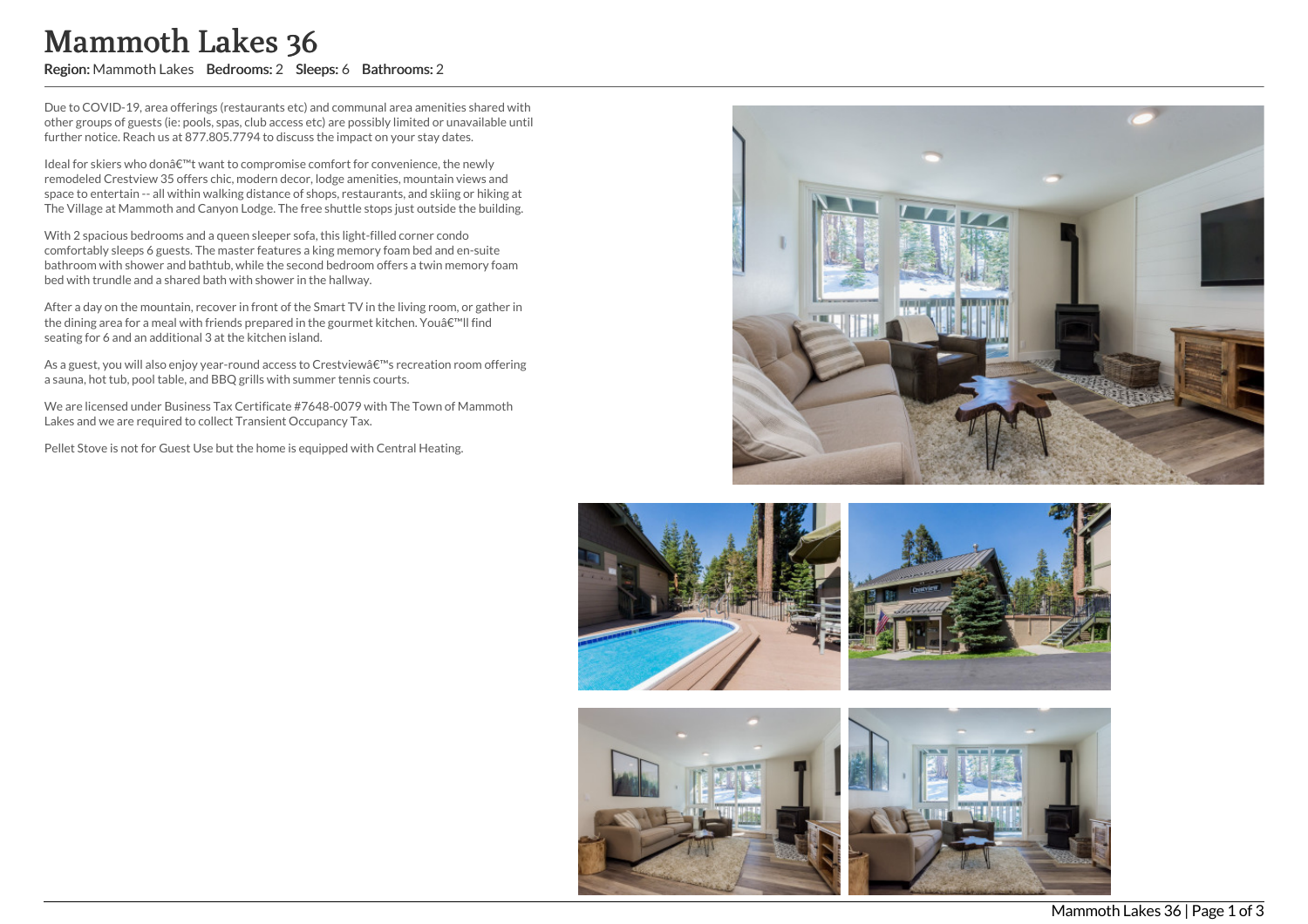# Mammoth Lakes 36

**Region:** Mammoth Lakes **Bedrooms:** 2 **Sleeps:** 6 **Bathrooms:** 2

Due to COVID-19, area offerings (restaurants etc) and communal area amenities shared with other groups of guests (ie: pools, spas, club access etc) are possibly limited or unavailable until further notice. Reach us at 877.805.7794 to discuss the impact on your stay dates.

Ideal for skiers who donâ€™t want to compromise comfort for convenience, the newly remodeled Crestview 35 offers chic, modern decor, lodge amenities, mountain views and space to entertain -- all within walking distance of shops, restaurants, and skiing or hiking at The Village at Mammoth and Canyon Lodge. The free shuttle stops just outside the building.

With 2 spacious bedrooms and a queen sleeper sofa, this light-filled corner condo comfortably sleeps 6 guests. The master features a king memory foam bed and en-suite bathroom with shower and bathtub, while the second bedroom offers a twin memory foam bed with trundle and a shared bath with shower in the hallway.

After a day on the mountain, recover in front of the Smart TV in the living room, or gather in the dining area for a meal with friends prepared in the gourmet kitchen. Youâ€™ll find seating for 6 and an additional 3 at the kitchen island.

As a guest, you will also enjoy year-round access to Crestviewâ€™s recreation room offering a sauna, hot tub, pool table, and BBQ grills with summer tennis courts.

We are licensed under Business Tax Certificate #7648-0079 with The Town of Mammoth Lakes and we are required to collect Transient Occupancy Tax.

Pellet Stove is not for Guest Use but the home is equipped with Central Heating.